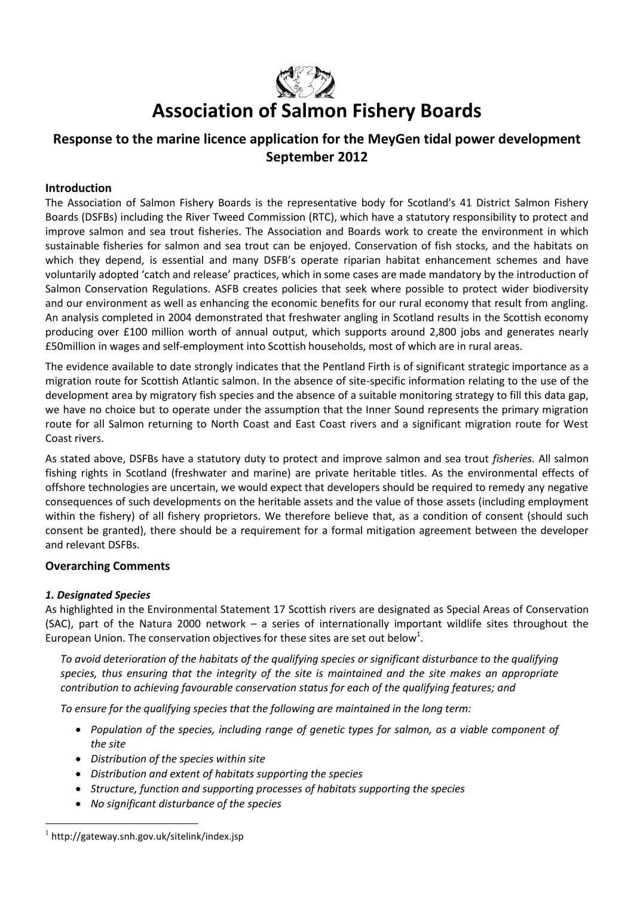# Association of Salmon Fishery Boards

## Response to the marine licence application for the MeyGen tidal power development September 2012

### Introduction

The Association of Salmon Fishery Boards is the representative body for Scotland's 41 District Salmon Fishery Boards (DSFBs) including the River Tweed Commission (RTC), which have a statutory responsibility to protect and improve salmon and sea trout fisheries. The Association and Boards work to create the environment in which sustainable fisheries for salmon and sea trout can be enjoyed. Conservation of fish stocks, and the habitats on which they depend, is essential and many DSFB's operate riparian habitat enhancement schemes and have voluntarily adopted 'catch and release' practices, which in some cases are made mandatory by the introduction of Salmon Conservation Regulations. ASFB creates policies that seek where possible to protect wider biodiversity and our environment as well as enhancing the economic benefits for our rural economy that result from angling. An analysis completed in 2004 demonstrated that freshwater angling in Scotland results in the Scottish economy producing over £100 million worth of annual output, which supports around 2,800 jobs and generates nearly £50million in wages and self-employment into Scottish households, most of which are in rural areas.

The evidence available to date strongly indicates that the Pentland Firth is of significant strategic importance as a migration route for Scottish Atlantic salmon. In the absence of site-specific information relating to the use of the development area by migratory fish species and the absence of a suitable monitoring strategy to fill this data gap, we have no choice but to operate under the assumption that the Inner Sound represents the primary migration route for all Salmon returning to North Coast and East Coast rivers and a significant migration route for West Coast rivers.

As stated above, DSFBs have a statutory duty to protect and improve salmon and sea trout *fisheries.* All salmon fishing rights in Scotland (freshwater and marine) are private heritable titles. As the environmental effects of offshore technologies are uncertain, we would expect that developers should be required to remedy any negative consequences of such developments on the heritable assets and the value of those assets (including employment within the fishery) of all fishery proprietors. We therefore believe that, as a condition of consent (should such consent be granted), there should be a requirement for a formal mitigation agreement between the developer and relevant DSFBs.

### Overarching Comments

#### *1. Designated Species*

As highlighted in the Environmental Statement 17 Scottish rivers are designated as Special Areas of Conservation (SAC), part of the Natura 2000 network – a series of internationally important wildlife sites throughout the European Union. The conservation objectives for these sites are set out below[1].

*To avoid deterioration of the habitats of the qualifying species or significant disturbance to the qualifying species, thus ensuring that the integrity of the site is maintained and the site makes an appropriate contribution to achieving favourable conservation status for each of the qualifying features; and*

*To ensure for the qualifying species that the following are maintained in the long term:*

- *Population of the species, including range of genetic types for salmon, as a viable component of the site*
- *Distribution of the species within site*
- *Distribution and extent of habitats supporting the species*
- *Structure, function and supporting processes of habitats supporting the species*
- *No significant disturbance of the species*

[1] http://gateway.snh.gov.uk/sitelink/index.jsp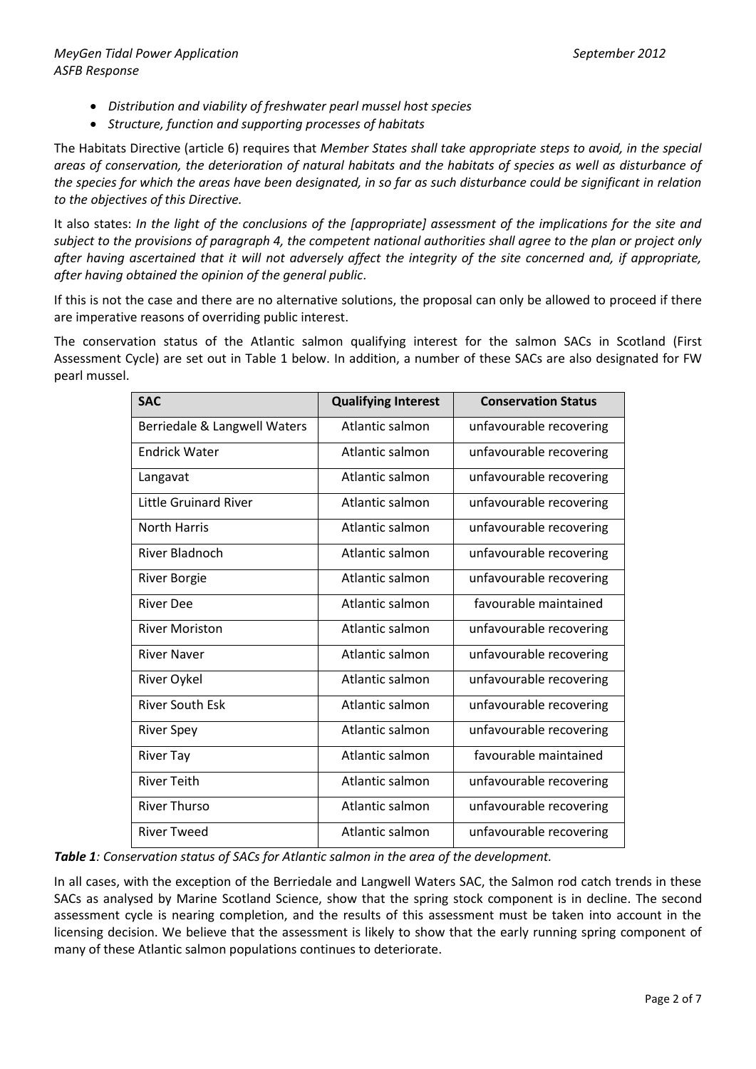- *Distribution and viability of freshwater pearl mussel host species*
- *Structure, function and supporting processes of habitats*

The Habitats Directive (article 6) requires that *Member States shall take appropriate steps to avoid, in the special areas of conservation, the deterioration of natural habitats and the habitats of species as well as disturbance of the species for which the areas have been designated, in so far as such disturbance could be significant in relation to the objectives of this Directive.*

It also states: *In the light of the conclusions of the [appropriate] assessment of the implications for the site and subject to the provisions of paragraph 4, the competent national authorities shall agree to the plan or project only after having ascertained that it will not adversely affect the integrity of the site concerned and, if appropriate, after having obtained the opinion of the general public*.

If this is not the case and there are no alternative solutions, the proposal can only be allowed to proceed if there are imperative reasons of overriding public interest.

The conservation status of the Atlantic salmon qualifying interest for the salmon SACs in Scotland (First Assessment Cycle) are set out in Table 1 below. In addition, a number of these SACs are also designated for FW pearl mussel.

| SAC | Qualifying Interest | Conservation Status |
|---|---|---|
| Berriedale & Langwell Waters | Atlantic salmon | unfavourable recovering |
| Endrick Water | Atlantic salmon | unfavourable recovering |
| Langavat | Atlantic salmon | unfavourable recovering |
| Little Gruinard River | Atlantic salmon | unfavourable recovering |
| North Harris | Atlantic salmon | unfavourable recovering |
| River Bladnoch | Atlantic salmon | unfavourable recovering |
| River Borgie | Atlantic salmon | unfavourable recovering |
| River Dee | Atlantic salmon | favourable maintained |
| River Moriston | Atlantic salmon | unfavourable recovering |
| River Naver | Atlantic salmon | unfavourable recovering |
| River Oykel | Atlantic salmon | unfavourable recovering |
| River South Esk | Atlantic salmon | unfavourable recovering |
| River Spey | Atlantic salmon | unfavourable recovering |
| River Tay | Atlantic salmon | favourable maintained |
| River Teith | Atlantic salmon | unfavourable recovering |
| River Thurso | Atlantic salmon | unfavourable recovering |
| River Tweed | Atlantic salmon | unfavourable recovering |

***Table 1****: Conservation status of SACs for Atlantic salmon in the area of the development.*

In all cases, with the exception of the Berriedale and Langwell Waters SAC, the Salmon rod catch trends in these SACs as analysed by Marine Scotland Science, show that the spring stock component is in decline. The second assessment cycle is nearing completion, and the results of this assessment must be taken into account in the licensing decision. We believe that the assessment is likely to show that the early running spring component of many of these Atlantic salmon populations continues to deteriorate.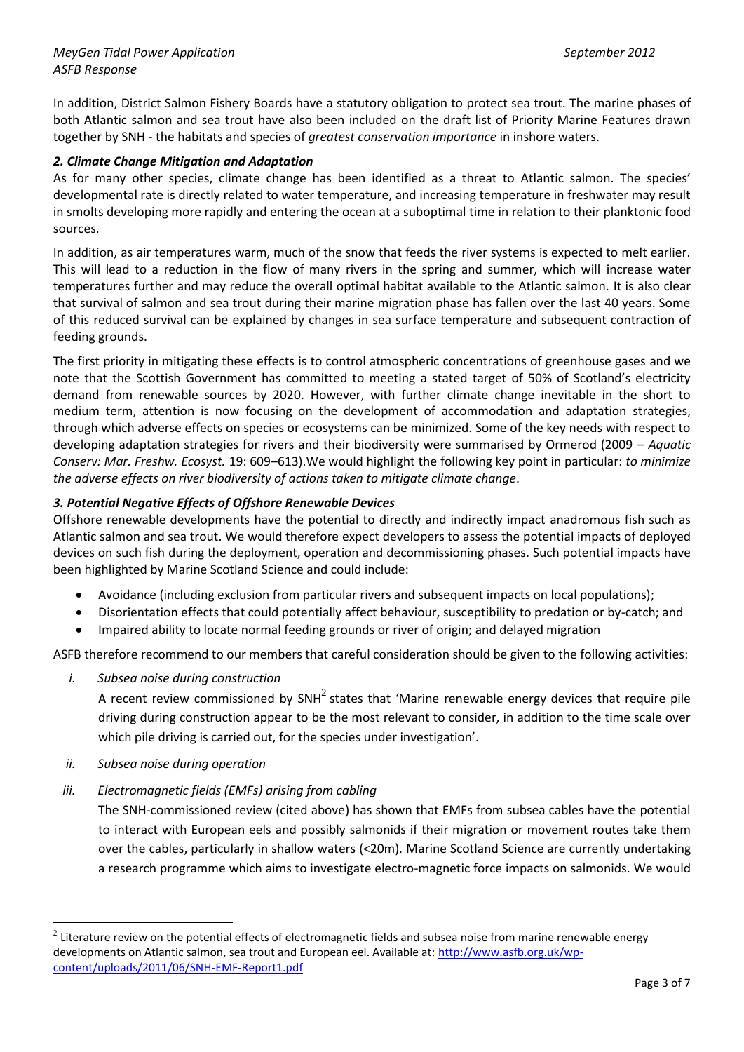In addition, District Salmon Fishery Boards have a statutory obligation to protect sea trout. The marine phases of both Atlantic salmon and sea trout have also been included on the draft list of Priority Marine Features drawn together by SNH - the habitats and species of *greatest conservation importance* in inshore waters.

### *2. Climate Change Mitigation and Adaptation*

As for many other species, climate change has been identified as a threat to Atlantic salmon. The species' developmental rate is directly related to water temperature, and increasing temperature in freshwater may result in smolts developing more rapidly and entering the ocean at a suboptimal time in relation to their planktonic food sources.

In addition, as air temperatures warm, much of the snow that feeds the river systems is expected to melt earlier. This will lead to a reduction in the flow of many rivers in the spring and summer, which will increase water temperatures further and may reduce the overall optimal habitat available to the Atlantic salmon. It is also clear that survival of salmon and sea trout during their marine migration phase has fallen over the last 40 years. Some of this reduced survival can be explained by changes in sea surface temperature and subsequent contraction of feeding grounds.

The first priority in mitigating these effects is to control atmospheric concentrations of greenhouse gases and we note that the Scottish Government has committed to meeting a stated target of 50% of Scotland's electricity demand from renewable sources by 2020. However, with further climate change inevitable in the short to medium term, attention is now focusing on the development of accommodation and adaptation strategies, through which adverse effects on species or ecosystems can be minimized. Some of the key needs with respect to developing adaptation strategies for rivers and their biodiversity were summarised by Ormerod (2009 – *Aquatic Conserv: Mar. Freshw. Ecosyst.* 19: 609–613).We would highlight the following key point in particular: *to minimize the adverse effects on river biodiversity of actions taken to mitigate climate change*.

### *3. Potential Negative Effects of Offshore Renewable Devices*

Offshore renewable developments have the potential to directly and indirectly impact anadromous fish such as Atlantic salmon and sea trout. We would therefore expect developers to assess the potential impacts of deployed devices on such fish during the deployment, operation and decommissioning phases. Such potential impacts have been highlighted by Marine Scotland Science and could include:

- Avoidance (including exclusion from particular rivers and subsequent impacts on local populations);
- Disorientation effects that could potentially affect behaviour, susceptibility to predation or by-catch; and
- Impaired ability to locate normal feeding grounds or river of origin; and delayed migration

ASFB therefore recommend to our members that careful consideration should be given to the following activities:

i. *Subsea noise during construction*

   A recent review commissioned by SNH[2] states that 'Marine renewable energy devices that require pile driving during construction appear to be the most relevant to consider, in addition to the time scale over which pile driving is carried out, for the species under investigation'.

ii. *Subsea noise during operation*

iii. *Electromagnetic fields (EMFs) arising from cabling*

   The SNH-commissioned review (cited above) has shown that EMFs from subsea cables have the potential to interact with European eels and possibly salmonids if their migration or movement routes take them over the cables, particularly in shallow waters (<20m). Marine Scotland Science are currently undertaking a research programme which aims to investigate electro-magnetic force impacts on salmonids. We would

[2] Literature review on the potential effects of electromagnetic fields and subsea noise from marine renewable energy developments on Atlantic salmon, sea trout and European eel. Available at: http://www.asfb.org.uk/wp-content/uploads/2011/06/SNH-EMF-Report1.pdf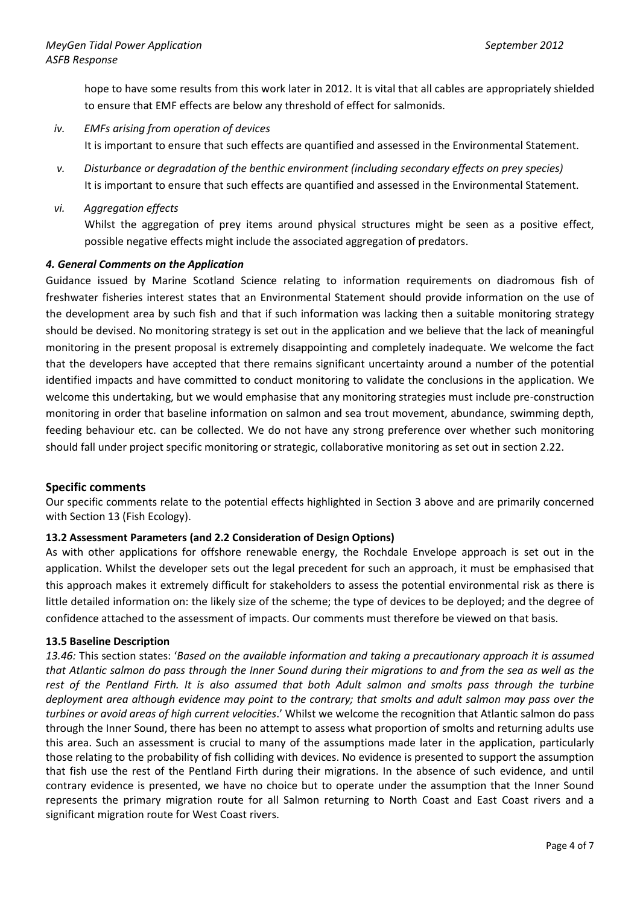hope to have some results from this work later in 2012. It is vital that all cables are appropriately shielded to ensure that EMF effects are below any threshold of effect for salmonids.

*iv. EMFs arising from operation of devices*

It is important to ensure that such effects are quantified and assessed in the Environmental Statement.

*v. Disturbance or degradation of the benthic environment (including secondary effects on prey species)*

It is important to ensure that such effects are quantified and assessed in the Environmental Statement.

*vi. Aggregation effects*

Whilst the aggregation of prey items around physical structures might be seen as a positive effect, possible negative effects might include the associated aggregation of predators.

### *4. General Comments on the Application*

Guidance issued by Marine Scotland Science relating to information requirements on diadromous fish of freshwater fisheries interest states that an Environmental Statement should provide information on the use of the development area by such fish and that if such information was lacking then a suitable monitoring strategy should be devised. No monitoring strategy is set out in the application and we believe that the lack of meaningful monitoring in the present proposal is extremely disappointing and completely inadequate. We welcome the fact that the developers have accepted that there remains significant uncertainty around a number of the potential identified impacts and have committed to conduct monitoring to validate the conclusions in the application. We welcome this undertaking, but we would emphasise that any monitoring strategies must include pre-construction monitoring in order that baseline information on salmon and sea trout movement, abundance, swimming depth, feeding behaviour etc. can be collected. We do not have any strong preference over whether such monitoring should fall under project specific monitoring or strategic, collaborative monitoring as set out in section 2.22.

## Specific comments

Our specific comments relate to the potential effects highlighted in Section 3 above and are primarily concerned with Section 13 (Fish Ecology).

### 13.2 Assessment Parameters (and 2.2 Consideration of Design Options)

As with other applications for offshore renewable energy, the Rochdale Envelope approach is set out in the application. Whilst the developer sets out the legal precedent for such an approach, it must be emphasised that this approach makes it extremely difficult for stakeholders to assess the potential environmental risk as there is little detailed information on: the likely size of the scheme; the type of devices to be deployed; and the degree of confidence attached to the assessment of impacts. Our comments must therefore be viewed on that basis.

### 13.5 Baseline Description

*13.46:* This section states: '*Based on the available information and taking a precautionary approach it is assumed that Atlantic salmon do pass through the Inner Sound during their migrations to and from the sea as well as the rest of the Pentland Firth. It is also assumed that both Adult salmon and smolts pass through the turbine deployment area although evidence may point to the contrary; that smolts and adult salmon may pass over the turbines or avoid areas of high current velocities*.' Whilst we welcome the recognition that Atlantic salmon do pass through the Inner Sound, there has been no attempt to assess what proportion of smolts and returning adults use this area. Such an assessment is crucial to many of the assumptions made later in the application, particularly those relating to the probability of fish colliding with devices. No evidence is presented to support the assumption that fish use the rest of the Pentland Firth during their migrations. In the absence of such evidence, and until contrary evidence is presented, we have no choice but to operate under the assumption that the Inner Sound represents the primary migration route for all Salmon returning to North Coast and East Coast rivers and a significant migration route for West Coast rivers.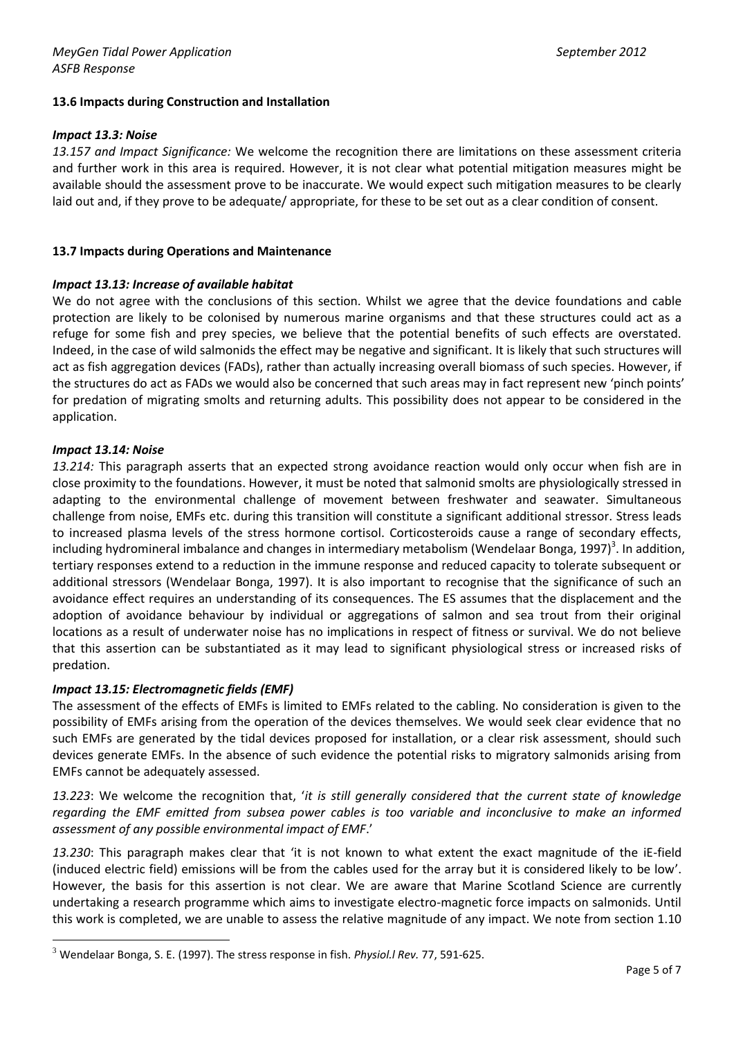### 13.6 Impacts during Construction and Installation

#### *Impact 13.3: Noise*

*13.157 and Impact Significance:* We welcome the recognition there are limitations on these assessment criteria and further work in this area is required. However, it is not clear what potential mitigation measures might be available should the assessment prove to be inaccurate. We would expect such mitigation measures to be clearly laid out and, if they prove to be adequate/ appropriate, for these to be set out as a clear condition of consent.

### 13.7 Impacts during Operations and Maintenance

#### *Impact 13.13: Increase of available habitat*

We do not agree with the conclusions of this section. Whilst we agree that the device foundations and cable protection are likely to be colonised by numerous marine organisms and that these structures could act as a refuge for some fish and prey species, we believe that the potential benefits of such effects are overstated. Indeed, in the case of wild salmonids the effect may be negative and significant. It is likely that such structures will act as fish aggregation devices (FADs), rather than actually increasing overall biomass of such species. However, if the structures do act as FADs we would also be concerned that such areas may in fact represent new 'pinch points' for predation of migrating smolts and returning adults. This possibility does not appear to be considered in the application.

#### *Impact 13.14: Noise*

*13.214:* This paragraph asserts that an expected strong avoidance reaction would only occur when fish are in close proximity to the foundations. However, it must be noted that salmonid smolts are physiologically stressed in adapting to the environmental challenge of movement between freshwater and seawater. Simultaneous challenge from noise, EMFs etc. during this transition will constitute a significant additional stressor. Stress leads to increased plasma levels of the stress hormone cortisol. Corticosteroids cause a range of secondary effects, including hydromineral imbalance and changes in intermediary metabolism (Wendelaar Bonga, 1997)[3]. In addition, tertiary responses extend to a reduction in the immune response and reduced capacity to tolerate subsequent or additional stressors (Wendelaar Bonga, 1997). It is also important to recognise that the significance of such an avoidance effect requires an understanding of its consequences. The ES assumes that the displacement and the adoption of avoidance behaviour by individual or aggregations of salmon and sea trout from their original locations as a result of underwater noise has no implications in respect of fitness or survival. We do not believe that this assertion can be substantiated as it may lead to significant physiological stress or increased risks of predation.

#### *Impact 13.15: Electromagnetic fields (EMF)*

The assessment of the effects of EMFs is limited to EMFs related to the cabling. No consideration is given to the possibility of EMFs arising from the operation of the devices themselves. We would seek clear evidence that no such EMFs are generated by the tidal devices proposed for installation, or a clear risk assessment, should such devices generate EMFs. In the absence of such evidence the potential risks to migratory salmonids arising from EMFs cannot be adequately assessed.

*13.223*: We welcome the recognition that, '*it is still generally considered that the current state of knowledge regarding the EMF emitted from subsea power cables is too variable and inconclusive to make an informed assessment of any possible environmental impact of EMF*.'

*13.230*: This paragraph makes clear that 'it is not known to what extent the exact magnitude of the iE-field (induced electric field) emissions will be from the cables used for the array but it is considered likely to be low'. However, the basis for this assertion is not clear. We are aware that Marine Scotland Science are currently undertaking a research programme which aims to investigate electro-magnetic force impacts on salmonids. Until this work is completed, we are unable to assess the relative magnitude of any impact. We note from section 1.10

---

[3] Wendelaar Bonga, S. E. (1997). The stress response in fish. *Physiol.l Rev.* 77, 591-625.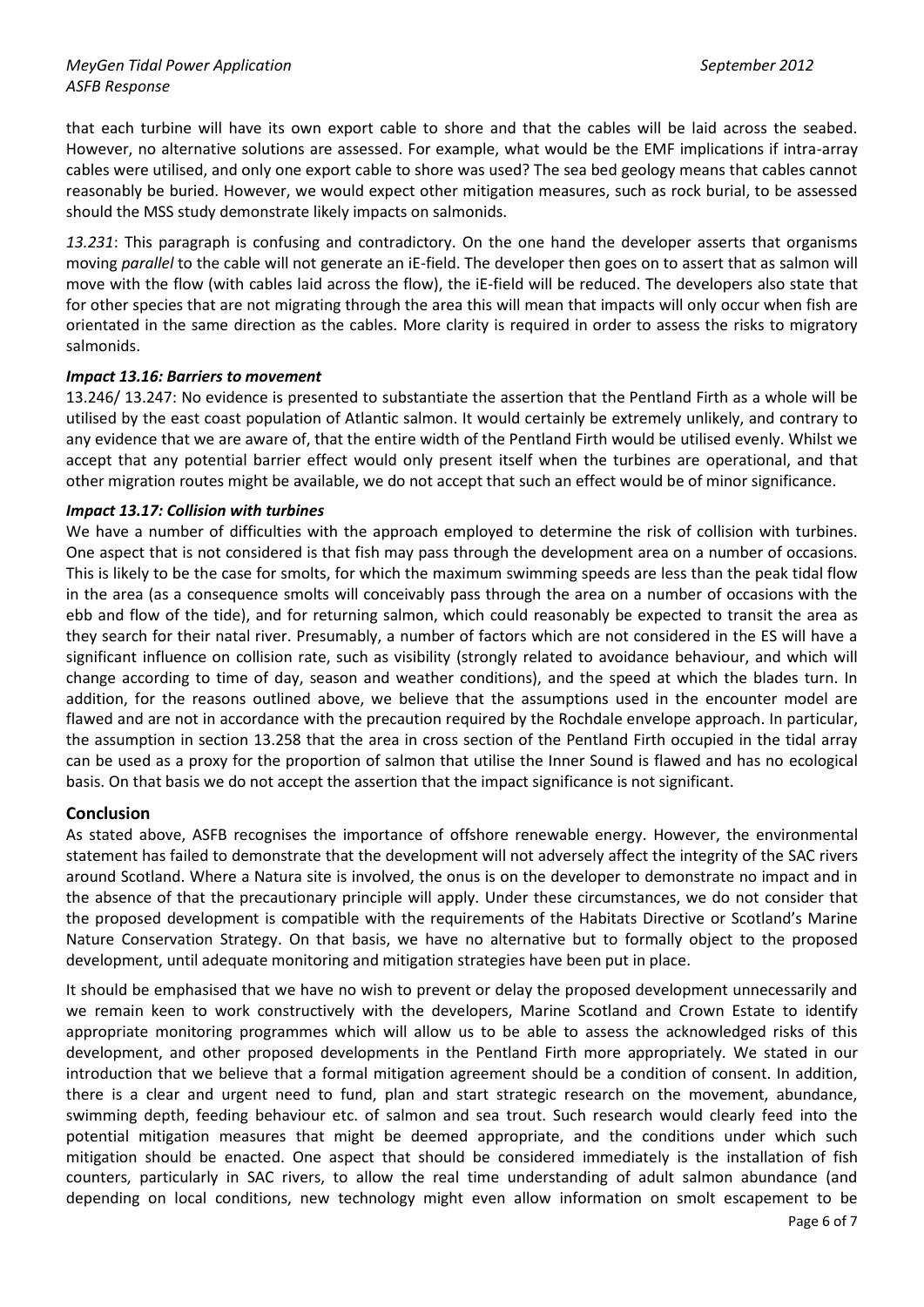that each turbine will have its own export cable to shore and that the cables will be laid across the seabed. However, no alternative solutions are assessed. For example, what would be the EMF implications if intra-array cables were utilised, and only one export cable to shore was used? The sea bed geology means that cables cannot reasonably be buried. However, we would expect other mitigation measures, such as rock burial, to be assessed should the MSS study demonstrate likely impacts on salmonids.

*13.231*: This paragraph is confusing and contradictory. On the one hand the developer asserts that organisms moving *parallel* to the cable will not generate an iE-field. The developer then goes on to assert that as salmon will move with the flow (with cables laid across the flow), the iE-field will be reduced. The developers also state that for other species that are not migrating through the area this will mean that impacts will only occur when fish are orientated in the same direction as the cables. More clarity is required in order to assess the risks to migratory salmonids.

### *Impact 13.16: Barriers to movement*

13.246/ 13.247: No evidence is presented to substantiate the assertion that the Pentland Firth as a whole will be utilised by the east coast population of Atlantic salmon. It would certainly be extremely unlikely, and contrary to any evidence that we are aware of, that the entire width of the Pentland Firth would be utilised evenly. Whilst we accept that any potential barrier effect would only present itself when the turbines are operational, and that other migration routes might be available, we do not accept that such an effect would be of minor significance.

### *Impact 13.17: Collision with turbines*

We have a number of difficulties with the approach employed to determine the risk of collision with turbines. One aspect that is not considered is that fish may pass through the development area on a number of occasions. This is likely to be the case for smolts, for which the maximum swimming speeds are less than the peak tidal flow in the area (as a consequence smolts will conceivably pass through the area on a number of occasions with the ebb and flow of the tide), and for returning salmon, which could reasonably be expected to transit the area as they search for their natal river. Presumably, a number of factors which are not considered in the ES will have a significant influence on collision rate, such as visibility (strongly related to avoidance behaviour, and which will change according to time of day, season and weather conditions), and the speed at which the blades turn. In addition, for the reasons outlined above, we believe that the assumptions used in the encounter model are flawed and are not in accordance with the precaution required by the Rochdale envelope approach. In particular, the assumption in section 13.258 that the area in cross section of the Pentland Firth occupied in the tidal array can be used as a proxy for the proportion of salmon that utilise the Inner Sound is flawed and has no ecological basis. On that basis we do not accept the assertion that the impact significance is not significant.

## Conclusion

As stated above, ASFB recognises the importance of offshore renewable energy. However, the environmental statement has failed to demonstrate that the development will not adversely affect the integrity of the SAC rivers around Scotland. Where a Natura site is involved, the onus is on the developer to demonstrate no impact and in the absence of that the precautionary principle will apply. Under these circumstances, we do not consider that the proposed development is compatible with the requirements of the Habitats Directive or Scotland's Marine Nature Conservation Strategy. On that basis, we have no alternative but to formally object to the proposed development, until adequate monitoring and mitigation strategies have been put in place.

It should be emphasised that we have no wish to prevent or delay the proposed development unnecessarily and we remain keen to work constructively with the developers, Marine Scotland and Crown Estate to identify appropriate monitoring programmes which will allow us to be able to assess the acknowledged risks of this development, and other proposed developments in the Pentland Firth more appropriately. We stated in our introduction that we believe that a formal mitigation agreement should be a condition of consent. In addition, there is a clear and urgent need to fund, plan and start strategic research on the movement, abundance, swimming depth, feeding behaviour etc. of salmon and sea trout. Such research would clearly feed into the potential mitigation measures that might be deemed appropriate, and the conditions under which such mitigation should be enacted. One aspect that should be considered immediately is the installation of fish counters, particularly in SAC rivers, to allow the real time understanding of adult salmon abundance (and depending on local conditions, new technology might even allow information on smolt escapement to be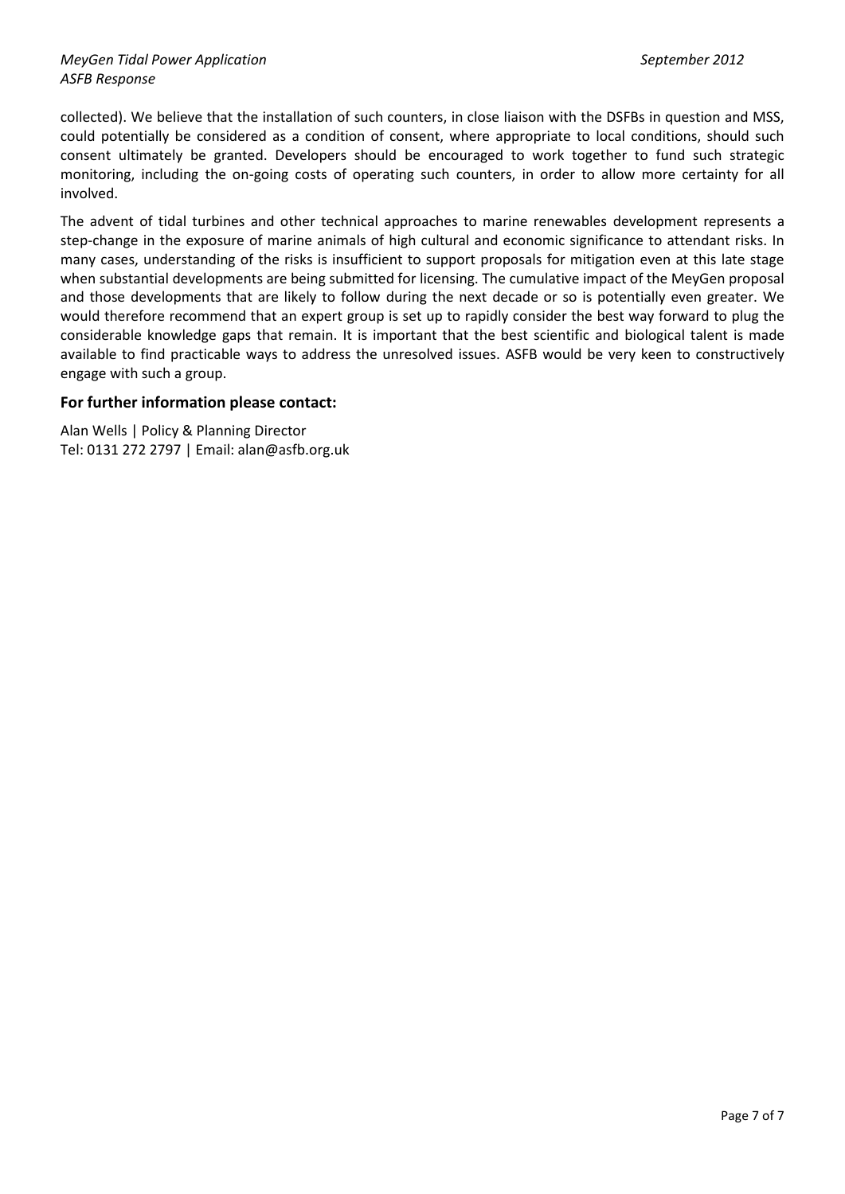collected). We believe that the installation of such counters, in close liaison with the DSFBs in question and MSS, could potentially be considered as a condition of consent, where appropriate to local conditions, should such consent ultimately be granted. Developers should be encouraged to work together to fund such strategic monitoring, including the on-going costs of operating such counters, in order to allow more certainty for all involved.

The advent of tidal turbines and other technical approaches to marine renewables development represents a step-change in the exposure of marine animals of high cultural and economic significance to attendant risks. In many cases, understanding of the risks is insufficient to support proposals for mitigation even at this late stage when substantial developments are being submitted for licensing. The cumulative impact of the MeyGen proposal and those developments that are likely to follow during the next decade or so is potentially even greater. We would therefore recommend that an expert group is set up to rapidly consider the best way forward to plug the considerable knowledge gaps that remain. It is important that the best scientific and biological talent is made available to find practicable ways to address the unresolved issues. ASFB would be very keen to constructively engage with such a group.

### For further information please contact:

Alan Wells | Policy & Planning Director
Tel: 0131 272 2797 | Email: alan@asfb.org.uk